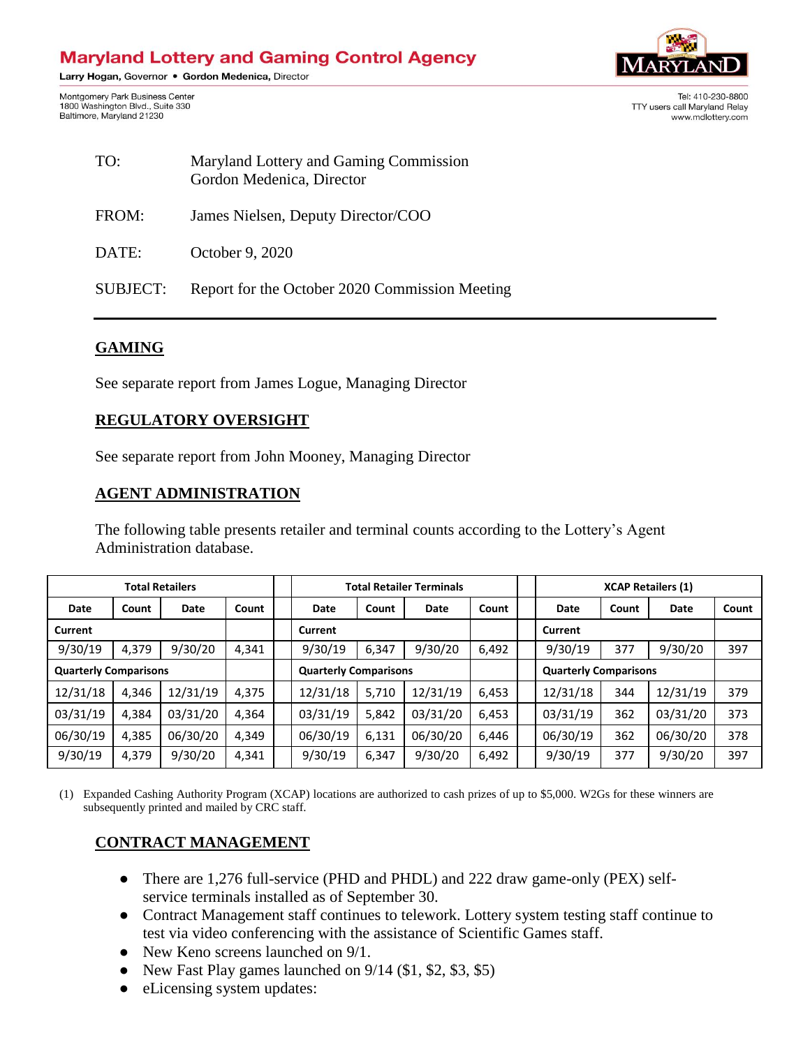# Maryland Lottery and Gaming Control Agency

**Larry Hogan, Governor • Gordon Medenica, Director**

Montgomery Park Business Center
1800 Washington Blvd., Suite 330
Baltimore, Maryland 21230

Tel: 410-230-8800
TTY users call Maryland Relay
www.mdlottery.com

TO: Maryland Lottery and Gaming Commission
Gordon Medenica, Director

FROM: James Nielsen, Deputy Director/COO

DATE: October 9, 2020

SUBJECT: Report for the October 2020 Commission Meeting

---

## GAMING

See separate report from James Logue, Managing Director

## REGULATORY OVERSIGHT

See separate report from John Mooney, Managing Director

## AGENT ADMINISTRATION

The following table presents retailer and terminal counts according to the Lottery's Agent Administration database.

| Total Retailers | | | | | Total Retailer Terminals | | | | | XCAP Retailers (1) | | | |
|---|---|---|---|---|---|---|---|---|---|---|---|---|---|
| Date | Count | Date | Count | | Date | Count | Date | Count | | Date | Count | Date | Count |
| Current | | | | | Current | | | | | Current | | | |
| 9/30/19 | 4,379 | 9/30/20 | 4,341 | | 9/30/19 | 6,347 | 9/30/20 | 6,492 | | 9/30/19 | 377 | 9/30/20 | 397 |
| Quarterly Comparisons | | | | | Quarterly Comparisons | | | | | Quarterly Comparisons | | | |
| 12/31/18 | 4,346 | 12/31/19 | 4,375 | | 12/31/18 | 5,710 | 12/31/19 | 6,453 | | 12/31/18 | 344 | 12/31/19 | 379 |
| 03/31/19 | 4,384 | 03/31/20 | 4,364 | | 03/31/19 | 5,842 | 03/31/20 | 6,453 | | 03/31/19 | 362 | 03/31/20 | 373 |
| 06/30/19 | 4,385 | 06/30/20 | 4,349 | | 06/30/19 | 6,131 | 06/30/20 | 6,446 | | 06/30/19 | 362 | 06/30/20 | 378 |
| 9/30/19 | 4,379 | 9/30/20 | 4,341 | | 9/30/19 | 6,347 | 9/30/20 | 6,492 | | 9/30/19 | 377 | 9/30/20 | 397 |

(1) Expanded Cashing Authority Program (XCAP) locations are authorized to cash prizes of up to $5,000. W2Gs for these winners are subsequently printed and mailed by CRC staff.

## CONTRACT MANAGEMENT

- There are 1,276 full-service (PHD and PHDL) and 222 draw game-only (PEX) self-service terminals installed as of September 30.
- Contract Management staff continues to telework. Lottery system testing staff continue to test via video conferencing with the assistance of Scientific Games staff.
- New Keno screens launched on 9/1.
- New Fast Play games launched on 9/14 ($1, $2, $3, $5)
- eLicensing system updates: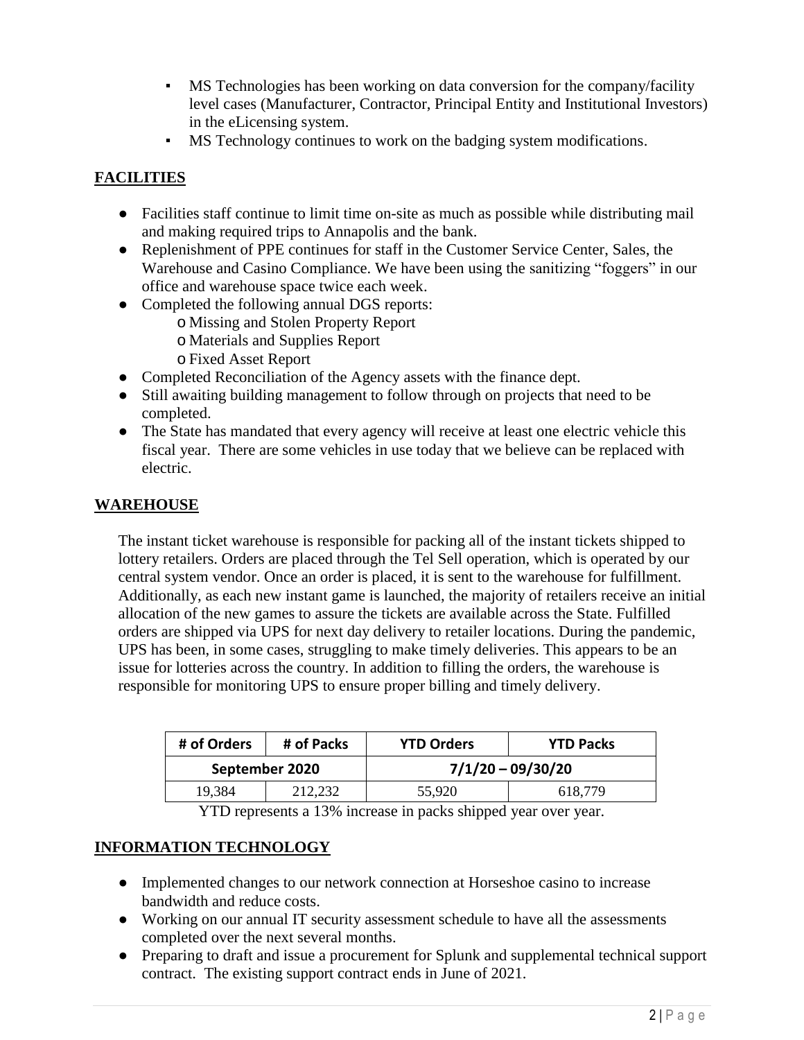- MS Technologies has been working on data conversion for the company/facility level cases (Manufacturer, Contractor, Principal Entity and Institutional Investors) in the eLicensing system.
- MS Technology continues to work on the badging system modifications.

## FACILITIES

- Facilities staff continue to limit time on-site as much as possible while distributing mail and making required trips to Annapolis and the bank.
- Replenishment of PPE continues for staff in the Customer Service Center, Sales, the Warehouse and Casino Compliance. We have been using the sanitizing "foggers" in our office and warehouse space twice each week.
- Completed the following annual DGS reports:
  - Missing and Stolen Property Report
  - Materials and Supplies Report
  - Fixed Asset Report
- Completed Reconciliation of the Agency assets with the finance dept.
- Still awaiting building management to follow through on projects that need to be completed.
- The State has mandated that every agency will receive at least one electric vehicle this fiscal year. There are some vehicles in use today that we believe can be replaced with electric.

## WAREHOUSE

The instant ticket warehouse is responsible for packing all of the instant tickets shipped to lottery retailers. Orders are placed through the Tel Sell operation, which is operated by our central system vendor. Once an order is placed, it is sent to the warehouse for fulfillment. Additionally, as each new instant game is launched, the majority of retailers receive an initial allocation of the new games to assure the tickets are available across the State. Fulfilled orders are shipped via UPS for next day delivery to retailer locations. During the pandemic, UPS has been, in some cases, struggling to make timely deliveries. This appears to be an issue for lotteries across the country. In addition to filling the orders, the warehouse is responsible for monitoring UPS to ensure proper billing and timely delivery.

| # of Orders | # of Packs | YTD Orders | YTD Packs |
|---|---|---|---|
| September 2020 | | 7/1/20 – 09/30/20 | |
| 19,384 | 212,232 | 55,920 | 618,779 |

YTD represents a 13% increase in packs shipped year over year.

## INFORMATION TECHNOLOGY

- Implemented changes to our network connection at Horseshoe casino to increase bandwidth and reduce costs.
- Working on our annual IT security assessment schedule to have all the assessments completed over the next several months.
- Preparing to draft and issue a procurement for Splunk and supplemental technical support contract. The existing support contract ends in June of 2021.